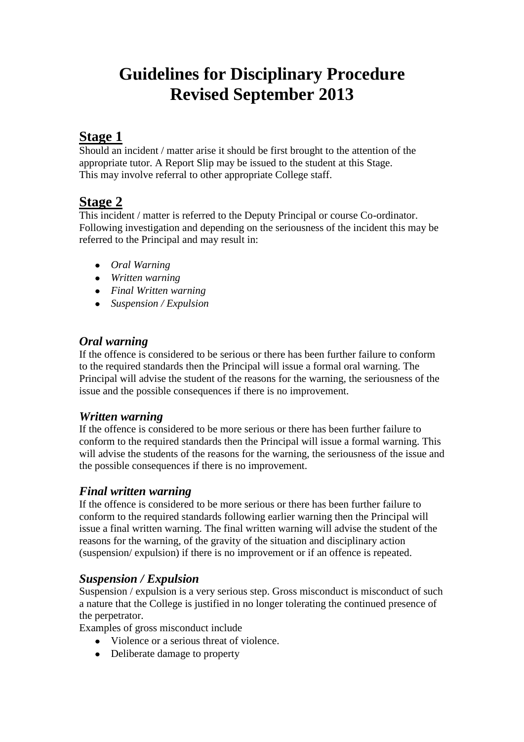# Guidelines for Disciplinary Procedure
# Revised September 2013

## Stage 1

Should an incident / matter arise it should be first brought to the attention of the appropriate tutor. A Report Slip may be issued to the student at this Stage.
This may involve referral to other appropriate College staff.

## Stage 2

This incident / matter is referred to the Deputy Principal or course Co-ordinator. Following investigation and depending on the seriousness of the incident this may be referred to the Principal and may result in:

- *Oral Warning*
- *Written warning*
- *Final Written warning*
- *Suspension / Expulsion*

### *Oral warning*

If the offence is considered to be serious or there has been further failure to conform to the required standards then the Principal will issue a formal oral warning. The Principal will advise the student of the reasons for the warning, the seriousness of the issue and the possible consequences if there is no improvement.

### *Written warning*

If the offence is considered to be more serious or there has been further failure to conform to the required standards then the Principal will issue a formal warning. This will advise the students of the reasons for the warning, the seriousness of the issue and the possible consequences if there is no improvement.

### *Final written warning*

If the offence is considered to be more serious or there has been further failure to conform to the required standards following earlier warning then the Principal will issue a final written warning. The final written warning will advise the student of the reasons for the warning, of the gravity of the situation and disciplinary action (suspension/ expulsion) if there is no improvement or if an offence is repeated.

### *Suspension / Expulsion*

Suspension / expulsion is a very serious step. Gross misconduct is misconduct of such a nature that the College is justified in no longer tolerating the continued presence of the perpetrator.
Examples of gross misconduct include

- Violence or a serious threat of violence.
- Deliberate damage to property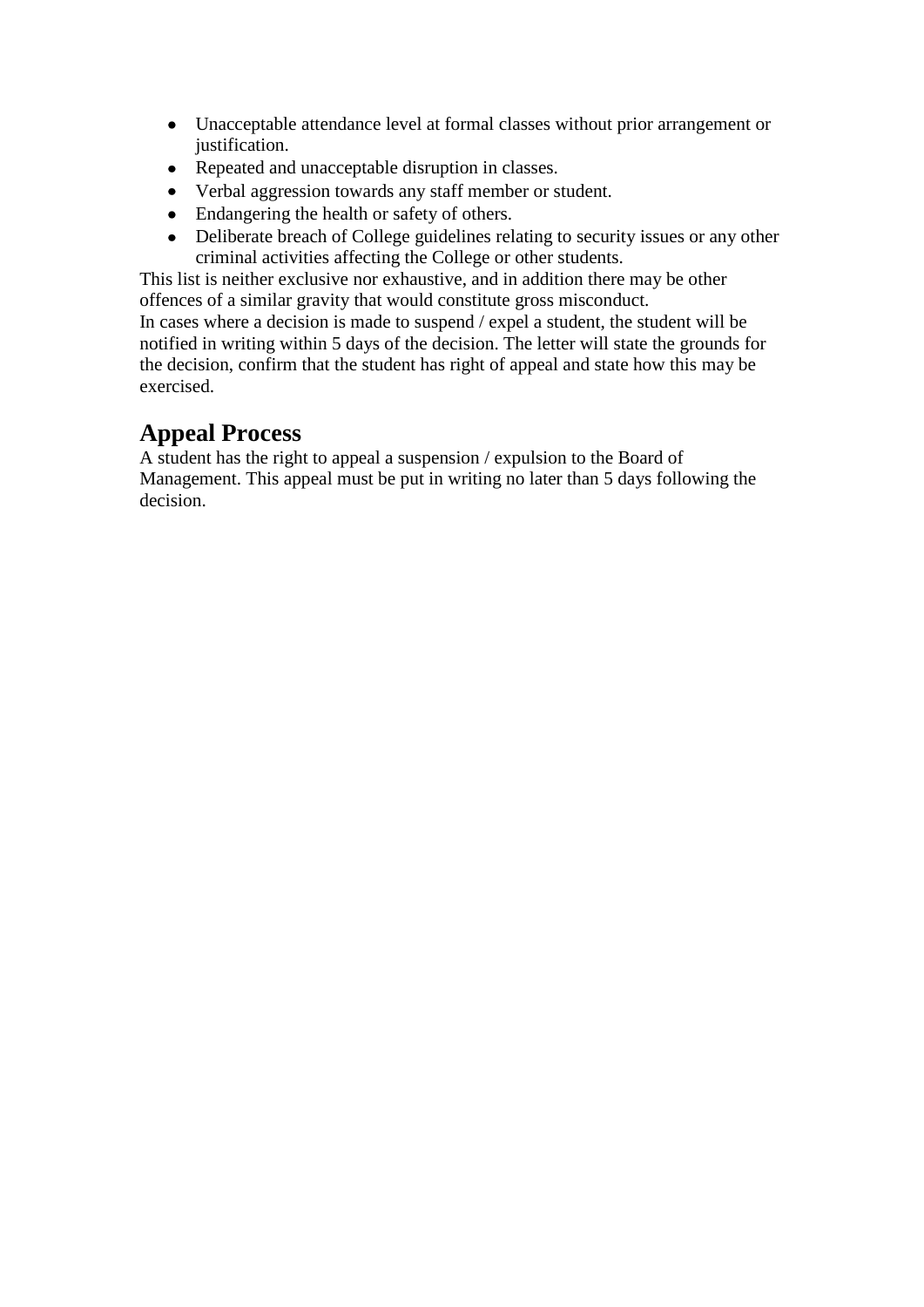- Unacceptable attendance level at formal classes without prior arrangement or justification.
- Repeated and unacceptable disruption in classes.
- Verbal aggression towards any staff member or student.
- Endangering the health or safety of others.
- Deliberate breach of College guidelines relating to security issues or any other criminal activities affecting the College or other students.

This list is neither exclusive nor exhaustive, and in addition there may be other offences of a similar gravity that would constitute gross misconduct.

In cases where a decision is made to suspend / expel a student, the student will be notified in writing within 5 days of the decision. The letter will state the grounds for the decision, confirm that the student has right of appeal and state how this may be exercised.

## Appeal Process

A student has the right to appeal a suspension / expulsion to the Board of Management. This appeal must be put in writing no later than 5 days following the decision.